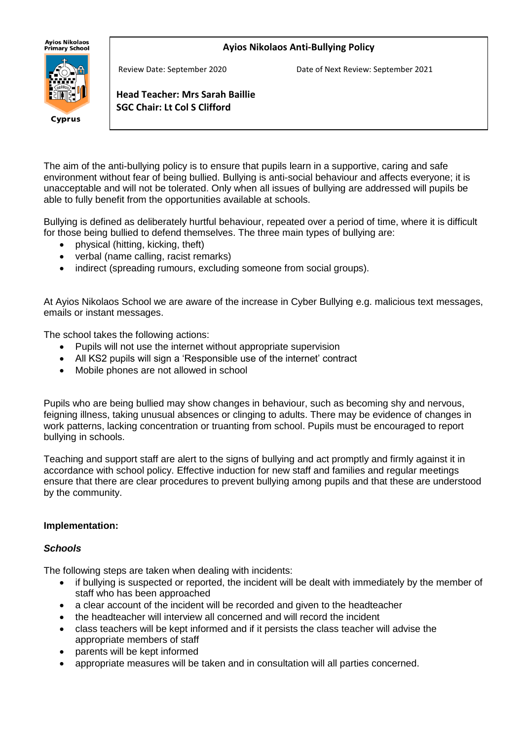Ayios Nikolaos Primary School

Cyprus

# Ayios Nikolaos Anti-Bullying Policy

Review Date: September 2020 Date of Next Review: September 2021

**Head Teacher: Mrs Sarah Baillie**
**SGC Chair: Lt Col S Clifford**

The aim of the anti-bullying policy is to ensure that pupils learn in a supportive, caring and safe environment without fear of being bullied. Bullying is anti-social behaviour and affects everyone; it is unacceptable and will not be tolerated. Only when all issues of bullying are addressed will pupils be able to fully benefit from the opportunities available at schools.

Bullying is defined as deliberately hurtful behaviour, repeated over a period of time, where it is difficult for those being bullied to defend themselves. The three main types of bullying are:

- physical (hitting, kicking, theft)
- verbal (name calling, racist remarks)
- indirect (spreading rumours, excluding someone from social groups).

At Ayios Nikolaos School we are aware of the increase in Cyber Bullying e.g. malicious text messages, emails or instant messages.

The school takes the following actions:

- Pupils will not use the internet without appropriate supervision
- All KS2 pupils will sign a 'Responsible use of the internet' contract
- Mobile phones are not allowed in school

Pupils who are being bullied may show changes in behaviour, such as becoming shy and nervous, feigning illness, taking unusual absences or clinging to adults. There may be evidence of changes in work patterns, lacking concentration or truanting from school. Pupils must be encouraged to report bullying in schools.

Teaching and support staff are alert to the signs of bullying and act promptly and firmly against it in accordance with school policy. Effective induction for new staff and families and regular meetings ensure that there are clear procedures to prevent bullying among pupils and that these are understood by the community.

**Implementation:**

***Schools***

The following steps are taken when dealing with incidents:

- if bullying is suspected or reported, the incident will be dealt with immediately by the member of staff who has been approached
- a clear account of the incident will be recorded and given to the headteacher
- the headteacher will interview all concerned and will record the incident
- class teachers will be kept informed and if it persists the class teacher will advise the appropriate members of staff
- parents will be kept informed
- appropriate measures will be taken and in consultation will all parties concerned.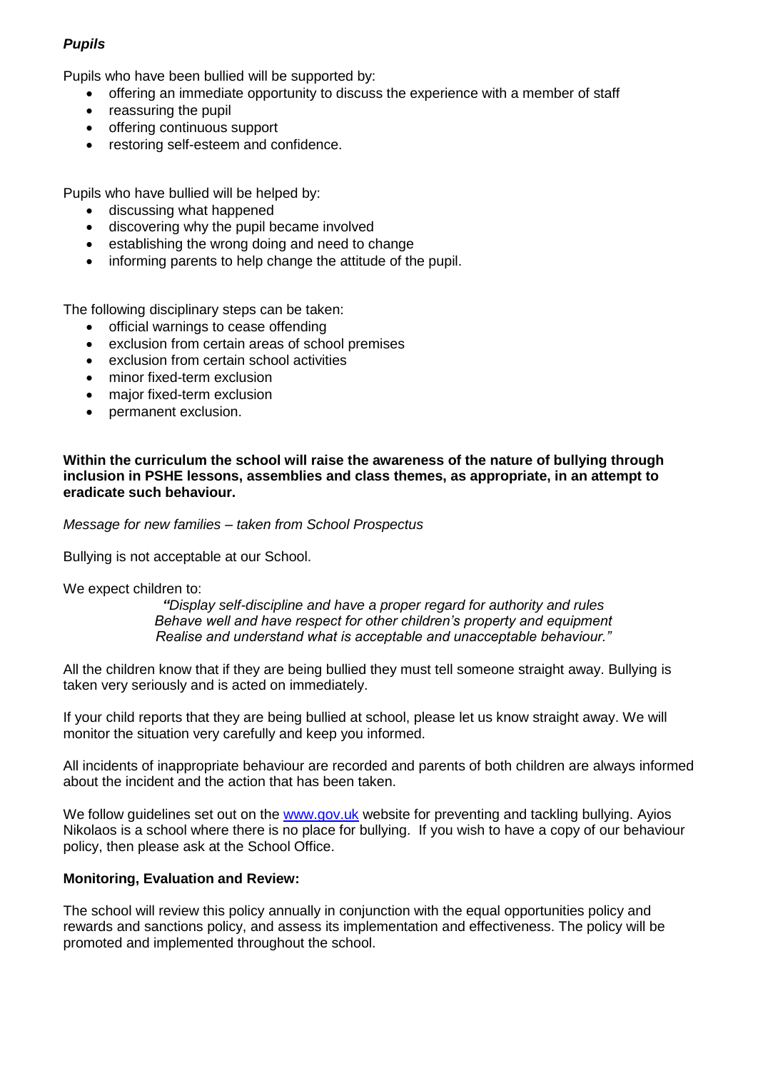***Pupils***

Pupils who have been bullied will be supported by:

- offering an immediate opportunity to discuss the experience with a member of staff
- reassuring the pupil
- offering continuous support
- restoring self-esteem and confidence.

Pupils who have bullied will be helped by:

- discussing what happened
- discovering why the pupil became involved
- establishing the wrong doing and need to change
- informing parents to help change the attitude of the pupil.

The following disciplinary steps can be taken:

- official warnings to cease offending
- exclusion from certain areas of school premises
- exclusion from certain school activities
- minor fixed-term exclusion
- major fixed-term exclusion
- permanent exclusion.

**Within the curriculum the school will raise the awareness of the nature of bullying through inclusion in PSHE lessons, assemblies and class themes, as appropriate, in an attempt to eradicate such behaviour.**

*Message for new families – taken from School Prospectus*

Bullying is not acceptable at our School.

We expect children to:

*"Display self-discipline and have a proper regard for authority and rules*
*Behave well and have respect for other children's property and equipment*
*Realise and understand what is acceptable and unacceptable behaviour."*

All the children know that if they are being bullied they must tell someone straight away. Bullying is taken very seriously and is acted on immediately.

If your child reports that they are being bullied at school, please let us know straight away. We will monitor the situation very carefully and keep you informed.

All incidents of inappropriate behaviour are recorded and parents of both children are always informed about the incident and the action that has been taken.

We follow guidelines set out on the www.gov.uk website for preventing and tackling bullying. Ayios Nikolaos is a school where there is no place for bullying. If you wish to have a copy of our behaviour policy, then please ask at the School Office.

**Monitoring, Evaluation and Review:**

The school will review this policy annually in conjunction with the equal opportunities policy and rewards and sanctions policy, and assess its implementation and effectiveness. The policy will be promoted and implemented throughout the school.